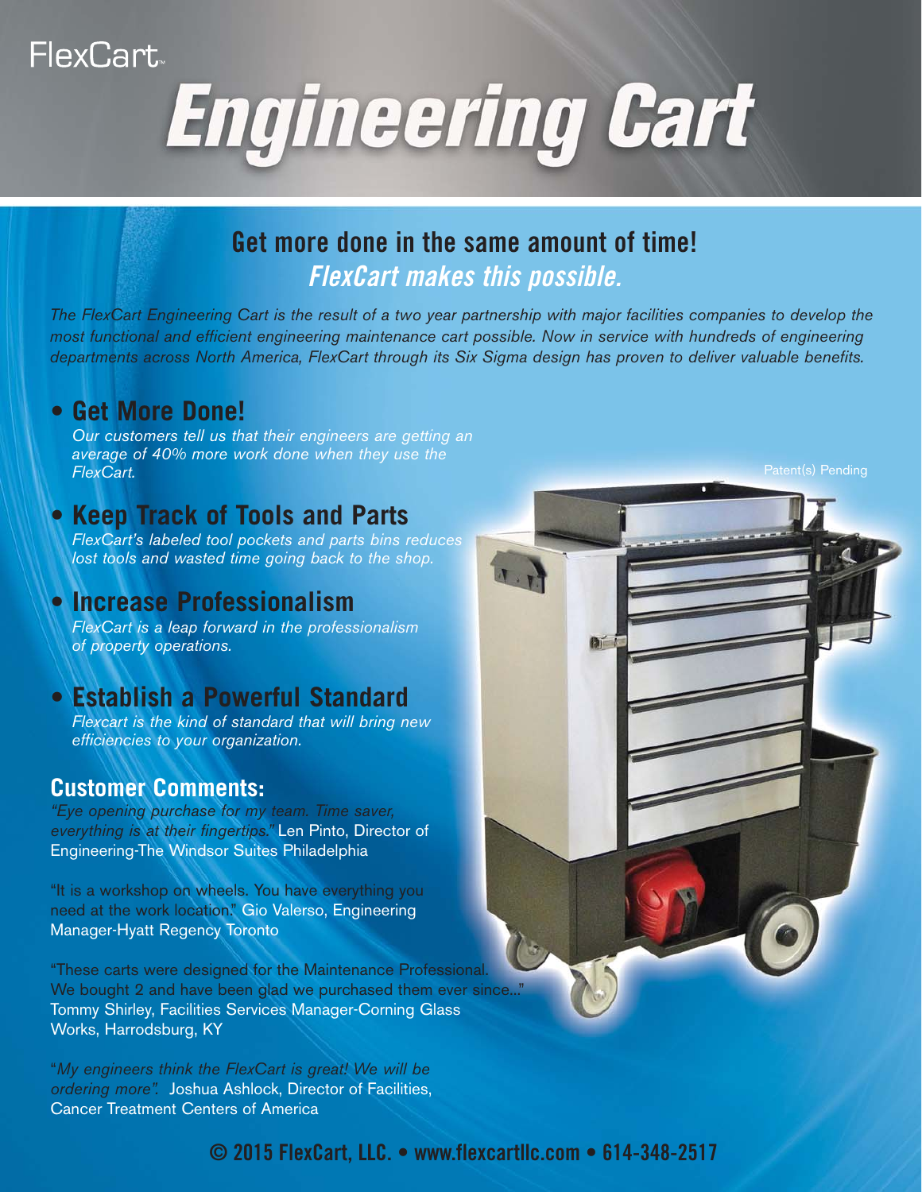FlexCart™

# Engineering Cart

## Get more done in the same amount of time!
## *FlexCart makes this possible.*

*The FlexCart Engineering Cart is the result of a two year partnership with major facilities companies to develop the most functional and efficient engineering maintenance cart possible. Now in service with hundreds of engineering departments across North America, FlexCart through its Six Sigma design has proven to deliver valuable benefits.*

- **Get More Done!**
  *Our customers tell us that their engineers are getting an average of 40% more work done when they use the FlexCart.*

- **Keep Track of Tools and Parts**
  *FlexCart's labeled tool pockets and parts bins reduces lost tools and wasted time going back to the shop.*

- **Increase Professionalism**
  *FlexCart is a leap forward in the professionalism of property operations.*

- **Establish a Powerful Standard**
  *Flexcart is the kind of standard that will bring new efficiencies to your organization.*

Patent(s) Pending

### Customer Comments:

*"Eye opening purchase for my team. Time saver, everything is at their fingertips."* Len Pinto, Director of Engineering-The Windsor Suites Philadelphia

"It is a workshop on wheels. You have everything you need at the work location." Gio Valerso, Engineering Manager-Hyatt Regency Toronto

"These carts were designed for the Maintenance Professional. We bought 2 and have been glad we purchased them ever since..." Tommy Shirley, Facilities Services Manager-Corning Glass Works, Harrodsburg, KY

"*My engineers think the FlexCart is great! We will be ordering more".* Joshua Ashlock, Director of Facilities, Cancer Treatment Centers of America

**© 2015 FlexCart, LLC. • www.flexcartllc.com • 614-348-2517**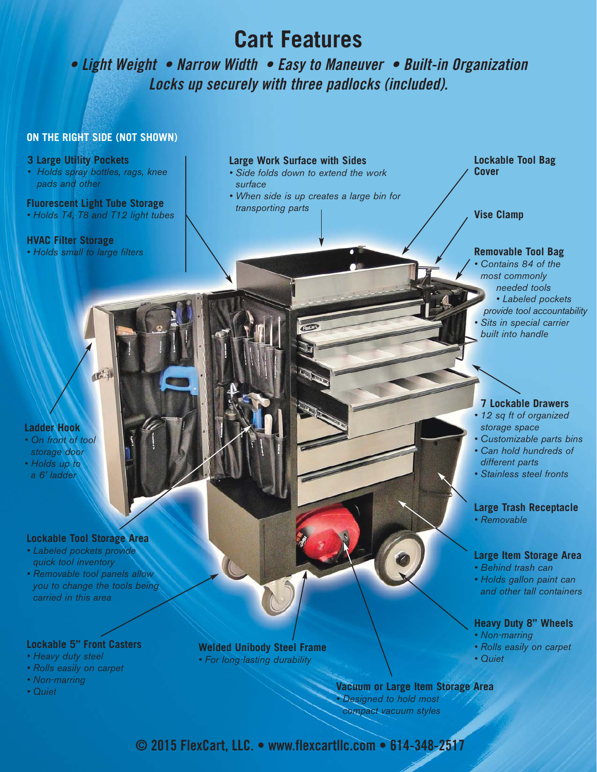# Cart Features

***• Light Weight • Narrow Width • Easy to Maneuver • Built-in Organization***

***Locks up securely with three padlocks (included).***

**ON THE RIGHT SIDE (NOT SHOWN)**

**3 Large Utility Pockets**
- *Holds spray bottles, rags, knee pads and other*

**Fluorescent Light Tube Storage**
- *Holds T4, T8 and T12 light tubes*

**HVAC Filter Storage**
- *Holds small to large filters*

**Large Work Surface with Sides**
- *Side folds down to extend the work surface*
- *When side is up creates a large bin for transporting parts*

**Lockable Tool Bag Cover**

**Vise Clamp**

**Removable Tool Bag**
- *Contains 84 of the most commonly needed tools*
- *Labeled pockets provide tool accountability*
- *Sits in special carrier built into handle*

**7 Lockable Drawers**
- *12 sq ft of organized storage space*
- *Customizable parts bins*
- *Can hold hundreds of different parts*
- *Stainless steel fronts*

**Ladder Hook**
- *On front of tool storage door*
- *Holds up to a 6' ladder*

**Large Trash Receptacle**
- *Removable*

**Lockable Tool Storage Area**
- *Labeled pockets provide quick tool inventory*
- *Removable tool panels allow you to change the tools being carried in this area*

**Large Item Storage Area**
- *Behind trash can*
- *Holds gallon paint can and other tall containers*

**Heavy Duty 8" Wheels**
- *Non-marring*
- *Rolls easily on carpet*
- *Quiet*

**Lockable 5" Front Casters**
- *Heavy duty steel*
- *Rolls easily on carpet*
- *Non-marring*
- *Quiet*

**Welded Unibody Steel Frame**
- *For long-lasting durability*

**Vacuum or Large Item Storage Area**
- *Designed to hold most compact vacuum styles*

**© 2015 FlexCart, LLC. • www.flexcartllc.com • 614-348-2517**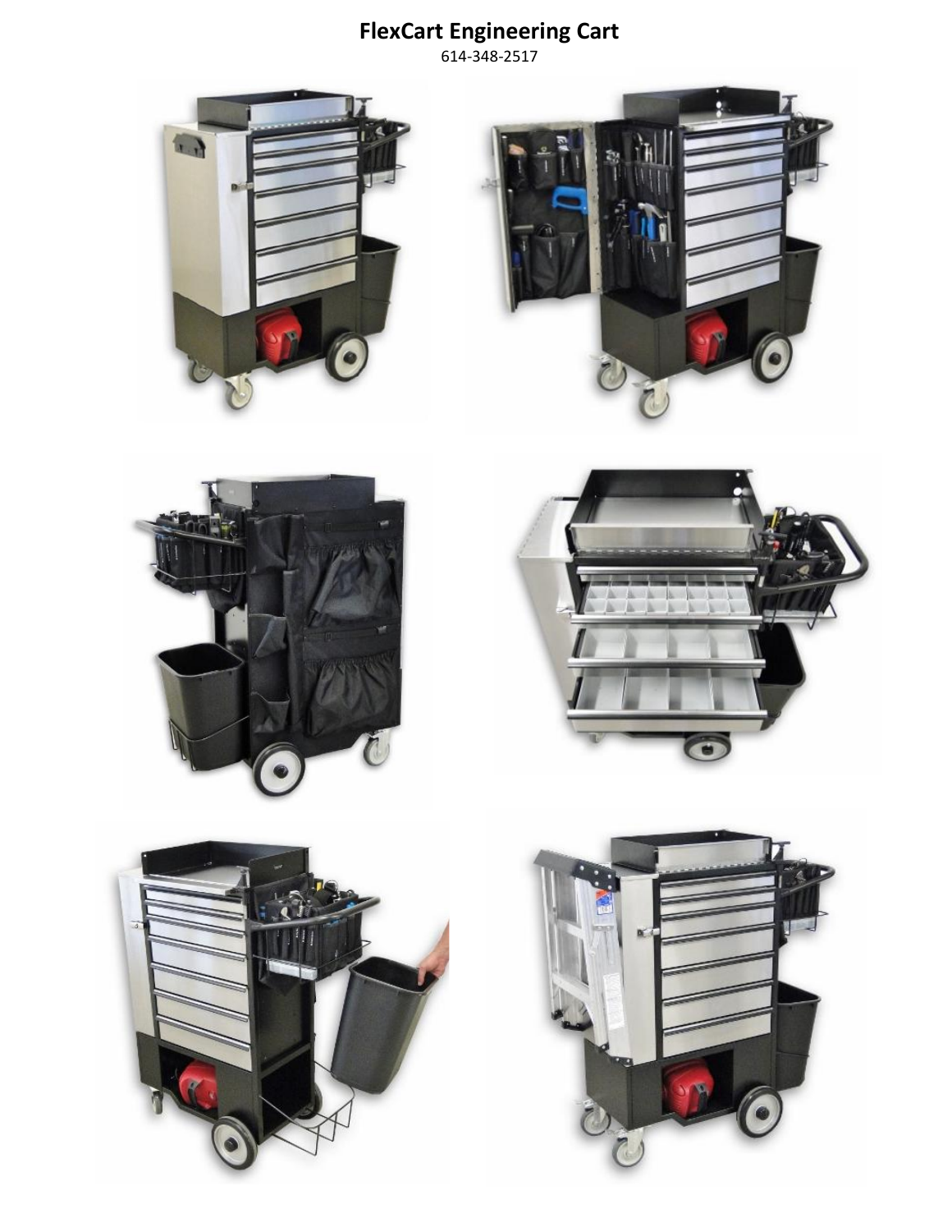# FlexCart Engineering Cart

614-348-2517